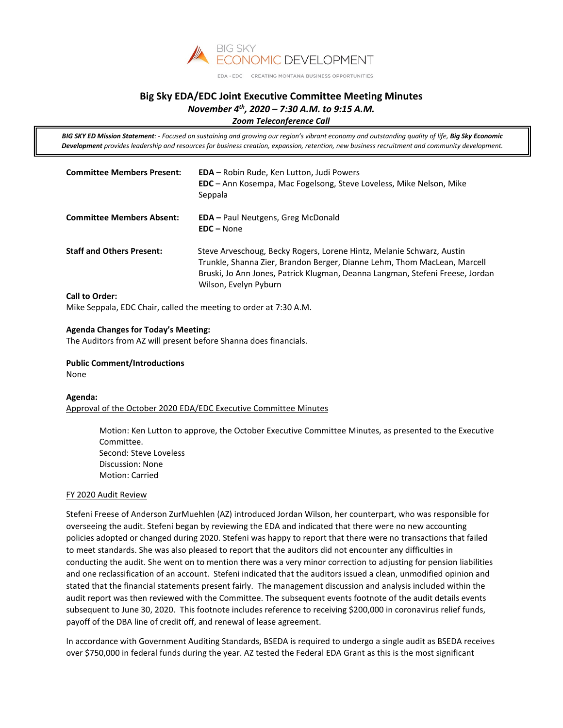BIG SKY ECONOMIC DEVELOPMENT

EDA • EDC CREATING MONTANA BUSINESS OPPORTUNITIES

# Big Sky EDA/EDC Joint Executive Committee Meeting Minutes

***November 4th, 2020 – 7:30 A.M. to 9:15 A.M.***

***Zoom Teleconference Call***

***BIG SKY ED Mission Statement**: - Focused on sustaining and growing our region's vibrant economy and outstanding quality of life, **Big Sky Economic Development** provides leadership and resources for business creation, expansion, retention, new business recruitment and community development.*

**Committee Members Present:** **EDA** – Robin Rude, Ken Lutton, Judi Powers
**EDC** – Ann Kosempa, Mac Fogelsong, Steve Loveless, Mike Nelson, Mike Seppala

**Committee Members Absent:** **EDA –** Paul Neutgens, Greg McDonald
**EDC –** None

**Staff and Others Present:** Steve Arveschoug, Becky Rogers, Lorene Hintz, Melanie Schwarz, Austin Trunkle, Shanna Zier, Brandon Berger, Dianne Lehm, Thom MacLean, Marcell Bruski, Jo Ann Jones, Patrick Klugman, Deanna Langman, Stefeni Freese, Jordan Wilson, Evelyn Pyburn

**Call to Order:**
Mike Seppala, EDC Chair, called the meeting to order at 7:30 A.M.

**Agenda Changes for Today's Meeting:**
The Auditors from AZ will present before Shanna does financials.

**Public Comment/Introductions**
None

**Agenda:**
<u>Approval of the October 2020 EDA/EDC Executive Committee Minutes</u>

> Motion: Ken Lutton to approve, the October Executive Committee Minutes, as presented to the Executive Committee.
> Second: Steve Loveless
> Discussion: None
> Motion: Carried

<u>FY 2020 Audit Review</u>

Stefeni Freese of Anderson ZurMuehlen (AZ) introduced Jordan Wilson, her counterpart, who was responsible for overseeing the audit. Stefeni began by reviewing the EDA and indicated that there were no new accounting policies adopted or changed during 2020. Stefeni was happy to report that there were no transactions that failed to meet standards. She was also pleased to report that the auditors did not encounter any difficulties in conducting the audit. She went on to mention there was a very minor correction to adjusting for pension liabilities and one reclassification of an account. Stefeni indicated that the auditors issued a clean, unmodified opinion and stated that the financial statements present fairly. The management discussion and analysis included within the audit report was then reviewed with the Committee. The subsequent events footnote of the audit details events subsequent to June 30, 2020. This footnote includes reference to receiving $200,000 in coronavirus relief funds, payoff of the DBA line of credit off, and renewal of lease agreement.

In accordance with Government Auditing Standards, BSEDA is required to undergo a single audit as BSEDA receives over $750,000 in federal funds during the year. AZ tested the Federal EDA Grant as this is the most significant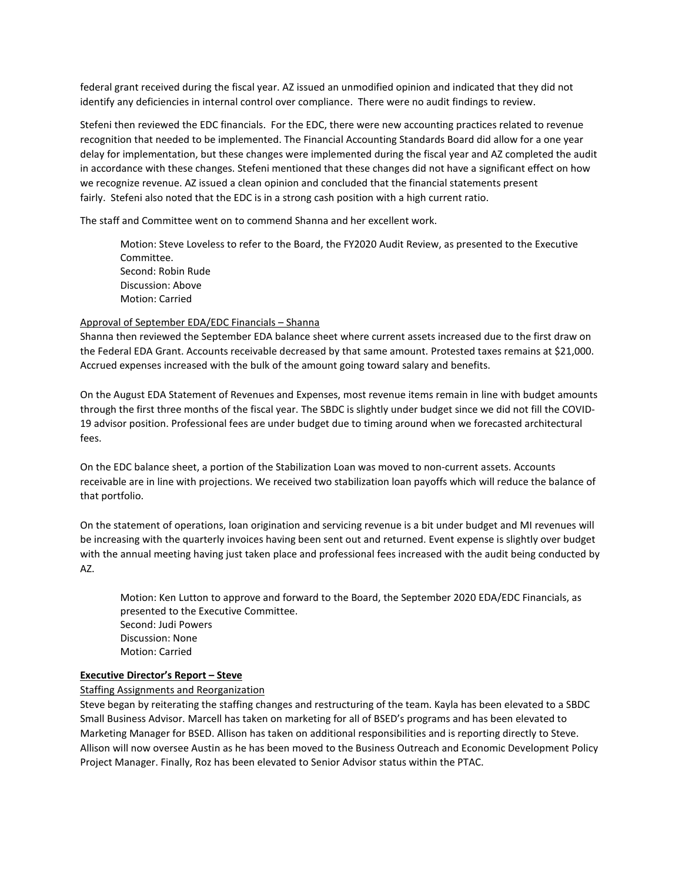federal grant received during the fiscal year. AZ issued an unmodified opinion and indicated that they did not identify any deficiencies in internal control over compliance. There were no audit findings to review.

Stefeni then reviewed the EDC financials. For the EDC, there were new accounting practices related to revenue recognition that needed to be implemented. The Financial Accounting Standards Board did allow for a one year delay for implementation, but these changes were implemented during the fiscal year and AZ completed the audit in accordance with these changes. Stefeni mentioned that these changes did not have a significant effect on how we recognize revenue. AZ issued a clean opinion and concluded that the financial statements present fairly. Stefeni also noted that the EDC is in a strong cash position with a high current ratio.

The staff and Committee went on to commend Shanna and her excellent work.

> Motion: Steve Loveless to refer to the Board, the FY2020 Audit Review, as presented to the Executive Committee.
> Second: Robin Rude
> Discussion: Above
> Motion: Carried

<u>Approval of September EDA/EDC Financials – Shanna</u>

Shanna then reviewed the September EDA balance sheet where current assets increased due to the first draw on the Federal EDA Grant. Accounts receivable decreased by that same amount. Protested taxes remains at $21,000. Accrued expenses increased with the bulk of the amount going toward salary and benefits.

On the August EDA Statement of Revenues and Expenses, most revenue items remain in line with budget amounts through the first three months of the fiscal year. The SBDC is slightly under budget since we did not fill the COVID-19 advisor position. Professional fees are under budget due to timing around when we forecasted architectural fees.

On the EDC balance sheet, a portion of the Stabilization Loan was moved to non-current assets. Accounts receivable are in line with projections. We received two stabilization loan payoffs which will reduce the balance of that portfolio.

On the statement of operations, loan origination and servicing revenue is a bit under budget and MI revenues will be increasing with the quarterly invoices having been sent out and returned. Event expense is slightly over budget with the annual meeting having just taken place and professional fees increased with the audit being conducted by AZ.

> Motion: Ken Lutton to approve and forward to the Board, the September 2020 EDA/EDC Financials, as presented to the Executive Committee.
> Second: Judi Powers
> Discussion: None
> Motion: Carried

**<u>Executive Director's Report – Steve</u>**

<u>Staffing Assignments and Reorganization</u>

Steve began by reiterating the staffing changes and restructuring of the team. Kayla has been elevated to a SBDC Small Business Advisor. Marcell has taken on marketing for all of BSED's programs and has been elevated to Marketing Manager for BSED. Allison has taken on additional responsibilities and is reporting directly to Steve. Allison will now oversee Austin as he has been moved to the Business Outreach and Economic Development Policy Project Manager. Finally, Roz has been elevated to Senior Advisor status within the PTAC.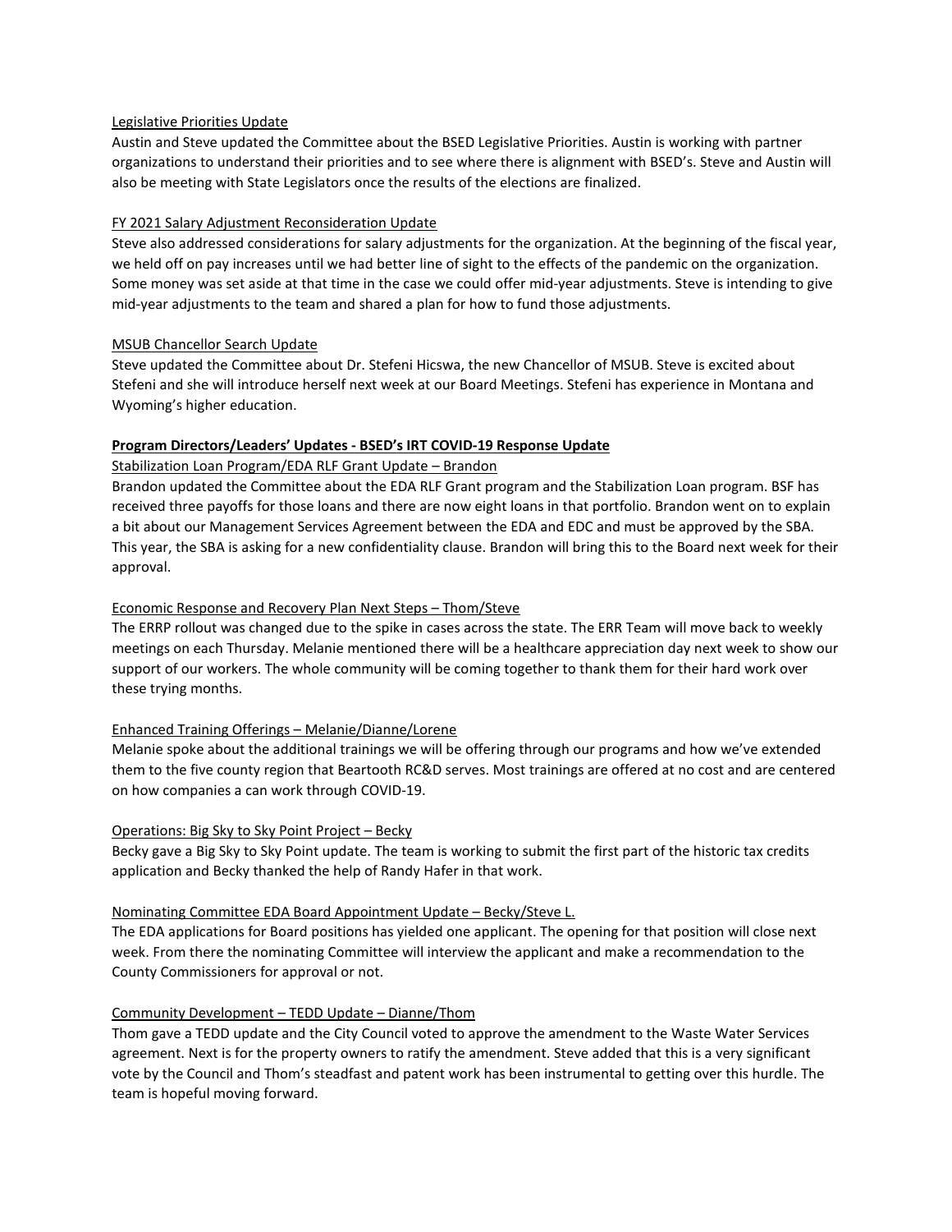Legislative Priorities Update

Austin and Steve updated the Committee about the BSED Legislative Priorities. Austin is working with partner organizations to understand their priorities and to see where there is alignment with BSED's. Steve and Austin will also be meeting with State Legislators once the results of the elections are finalized.

FY 2021 Salary Adjustment Reconsideration Update

Steve also addressed considerations for salary adjustments for the organization. At the beginning of the fiscal year, we held off on pay increases until we had better line of sight to the effects of the pandemic on the organization. Some money was set aside at that time in the case we could offer mid-year adjustments. Steve is intending to give mid-year adjustments to the team and shared a plan for how to fund those adjustments.

MSUB Chancellor Search Update

Steve updated the Committee about Dr. Stefeni Hicswa, the new Chancellor of MSUB. Steve is excited about Stefeni and she will introduce herself next week at our Board Meetings. Stefeni has experience in Montana and Wyoming's higher education.

**Program Directors/Leaders' Updates - BSED's IRT COVID-19 Response Update**

Stabilization Loan Program/EDA RLF Grant Update – Brandon

Brandon updated the Committee about the EDA RLF Grant program and the Stabilization Loan program. BSF has received three payoffs for those loans and there are now eight loans in that portfolio. Brandon went on to explain a bit about our Management Services Agreement between the EDA and EDC and must be approved by the SBA. This year, the SBA is asking for a new confidentiality clause. Brandon will bring this to the Board next week for their approval.

Economic Response and Recovery Plan Next Steps – Thom/Steve

The ERRP rollout was changed due to the spike in cases across the state. The ERR Team will move back to weekly meetings on each Thursday. Melanie mentioned there will be a healthcare appreciation day next week to show our support of our workers. The whole community will be coming together to thank them for their hard work over these trying months.

Enhanced Training Offerings – Melanie/Dianne/Lorene

Melanie spoke about the additional trainings we will be offering through our programs and how we've extended them to the five county region that Beartooth RC&D serves. Most trainings are offered at no cost and are centered on how companies a can work through COVID-19.

Operations: Big Sky to Sky Point Project – Becky

Becky gave a Big Sky to Sky Point update. The team is working to submit the first part of the historic tax credits application and Becky thanked the help of Randy Hafer in that work.

Nominating Committee EDA Board Appointment Update – Becky/Steve L.

The EDA applications for Board positions has yielded one applicant. The opening for that position will close next week. From there the nominating Committee will interview the applicant and make a recommendation to the County Commissioners for approval or not.

Community Development – TEDD Update – Dianne/Thom

Thom gave a TEDD update and the City Council voted to approve the amendment to the Waste Water Services agreement. Next is for the property owners to ratify the amendment. Steve added that this is a very significant vote by the Council and Thom's steadfast and patent work has been instrumental to getting over this hurdle. The team is hopeful moving forward.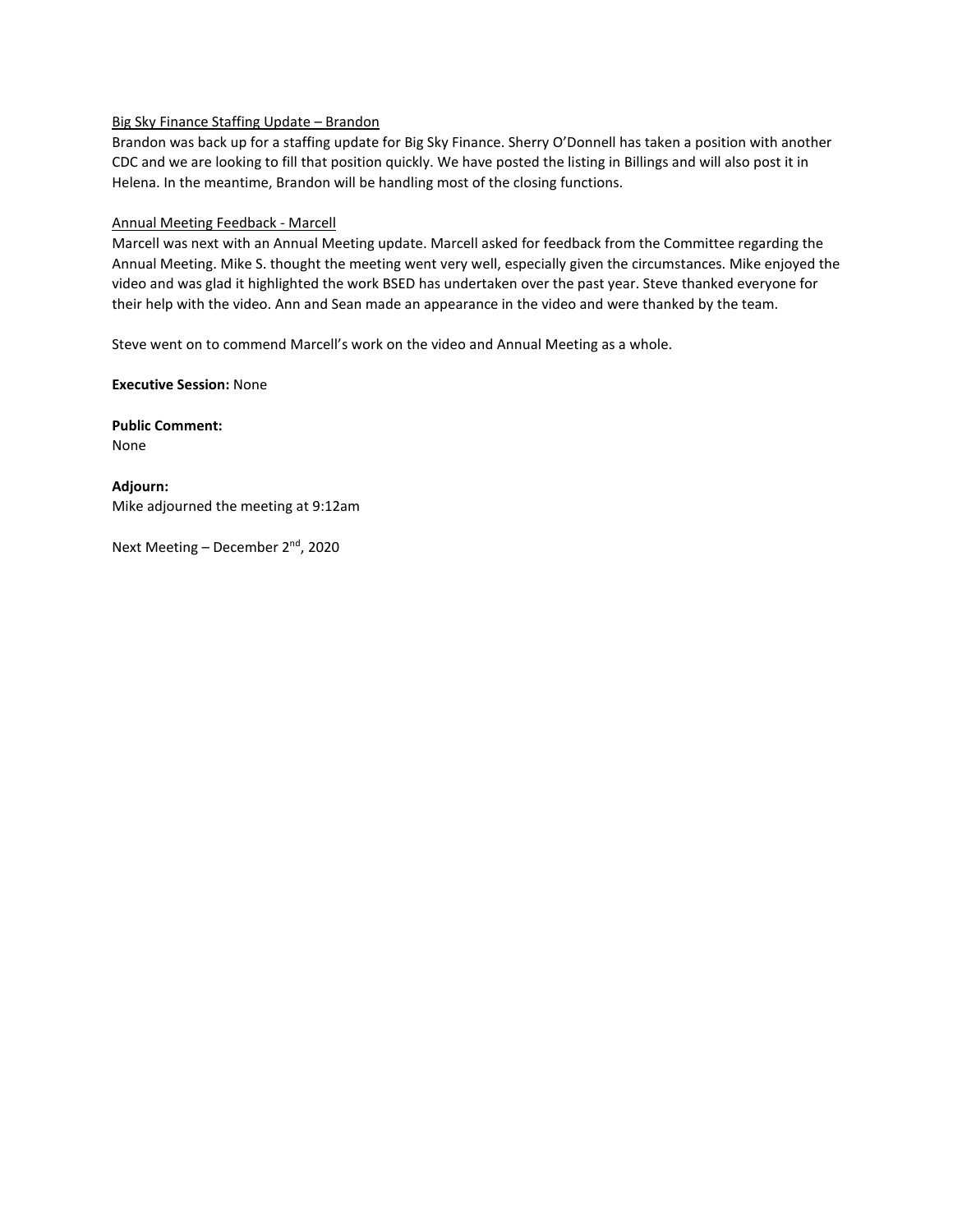Big Sky Finance Staffing Update – Brandon

Brandon was back up for a staffing update for Big Sky Finance. Sherry O'Donnell has taken a position with another CDC and we are looking to fill that position quickly. We have posted the listing in Billings and will also post it in Helena. In the meantime, Brandon will be handling most of the closing functions.

Annual Meeting Feedback - Marcell

Marcell was next with an Annual Meeting update. Marcell asked for feedback from the Committee regarding the Annual Meeting. Mike S. thought the meeting went very well, especially given the circumstances. Mike enjoyed the video and was glad it highlighted the work BSED has undertaken over the past year. Steve thanked everyone for their help with the video. Ann and Sean made an appearance in the video and were thanked by the team.

Steve went on to commend Marcell's work on the video and Annual Meeting as a whole.

**Executive Session:** None

**Public Comment:**
None

**Adjourn:**
Mike adjourned the meeting at 9:12am

Next Meeting – December 2nd, 2020